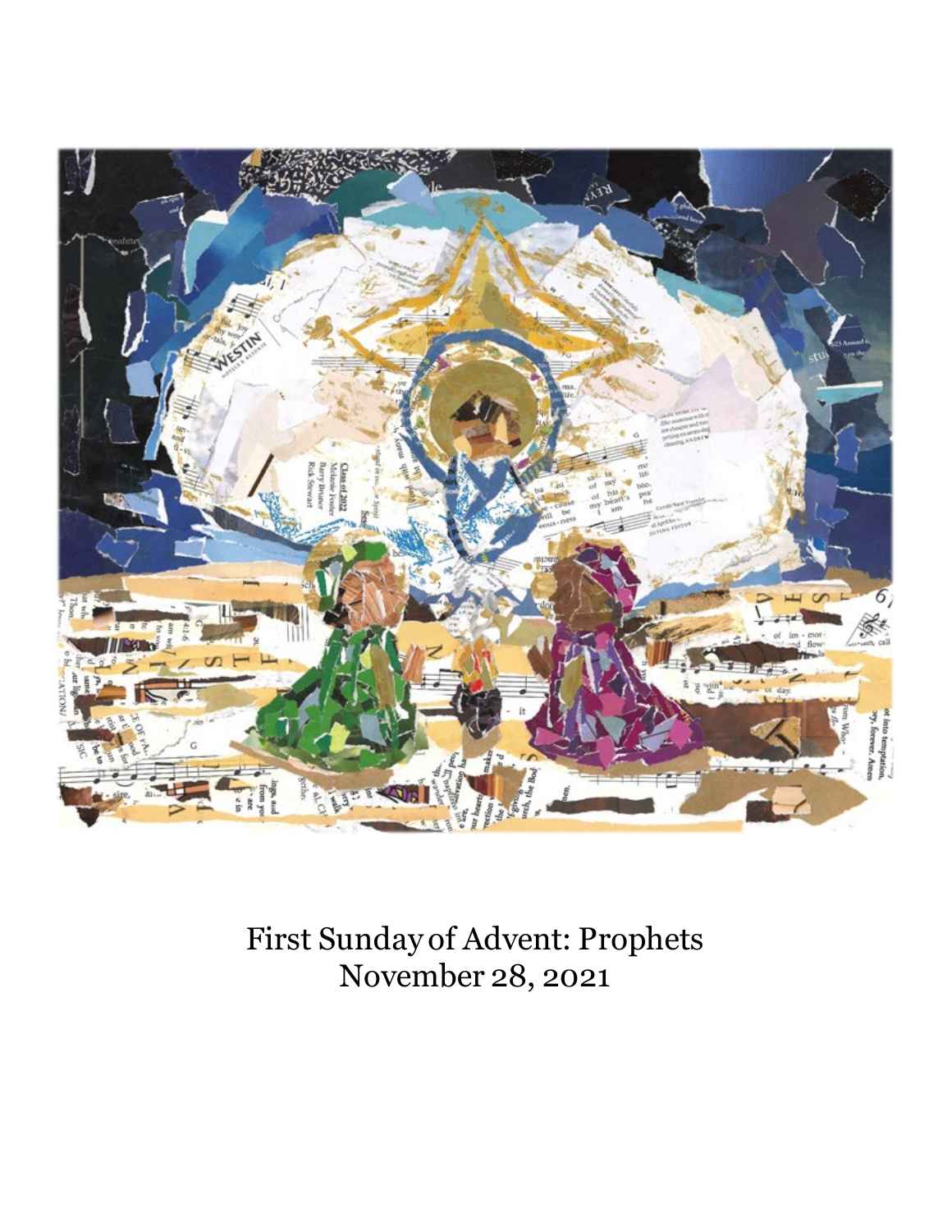First Sunday of Advent: Prophets
November 28, 2021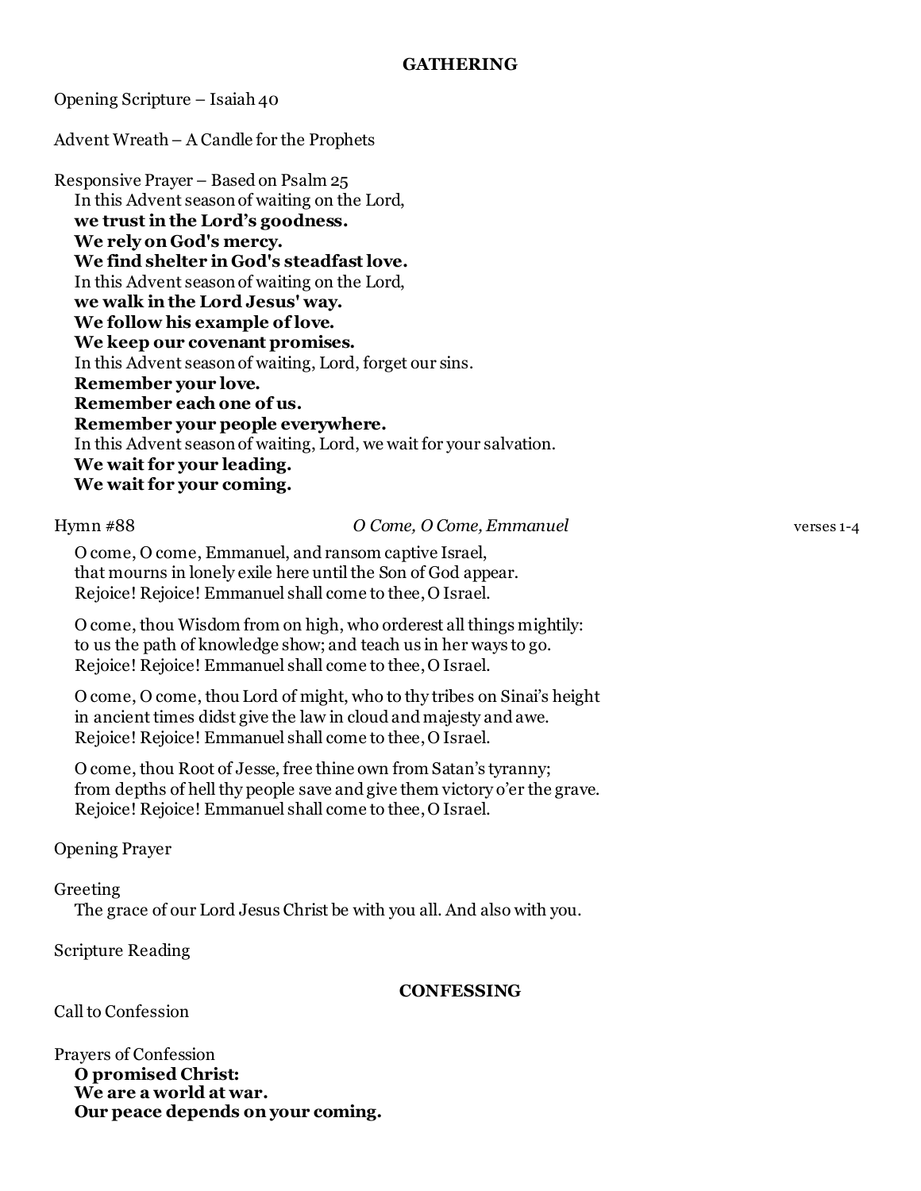## GATHERING

Opening Scripture – Isaiah 40

Advent Wreath – A Candle for the Prophets

Responsive Prayer – Based on Psalm 25

In this Advent season of waiting on the Lord,
**we trust in the Lord's goodness.**
**We rely on God's mercy.**
**We find shelter in God's steadfast love.**
In this Advent season of waiting on the Lord,
**we walk in the Lord Jesus' way.**
**We follow his example of love.**
**We keep our covenant promises.**
In this Advent season of waiting, Lord, forget our sins.
**Remember your love.**
**Remember each one of us.**
**Remember your people everywhere.**
In this Advent season of waiting, Lord, we wait for your salvation.
**We wait for your leading.**
**We wait for your coming.**

Hymn #88 — *O Come, O Come, Emmanuel* — verses 1-4

O come, O come, Emmanuel, and ransom captive Israel,
that mourns in lonely exile here until the Son of God appear.
Rejoice! Rejoice! Emmanuel shall come to thee, O Israel.

O come, thou Wisdom from on high, who orderest all things mightily:
to us the path of knowledge show; and teach us in her ways to go.
Rejoice! Rejoice! Emmanuel shall come to thee, O Israel.

O come, O come, thou Lord of might, who to thy tribes on Sinai's height
in ancient times didst give the law in cloud and majesty and awe.
Rejoice! Rejoice! Emmanuel shall come to thee, O Israel.

O come, thou Root of Jesse, free thine own from Satan's tyranny;
from depths of hell thy people save and give them victory o'er the grave.
Rejoice! Rejoice! Emmanuel shall come to thee, O Israel.

Opening Prayer

Greeting

The grace of our Lord Jesus Christ be with you all. And also with you.

Scripture Reading

## CONFESSING

Call to Confession

Prayers of Confession

**O promised Christ:**
**We are a world at war.**
**Our peace depends on your coming.**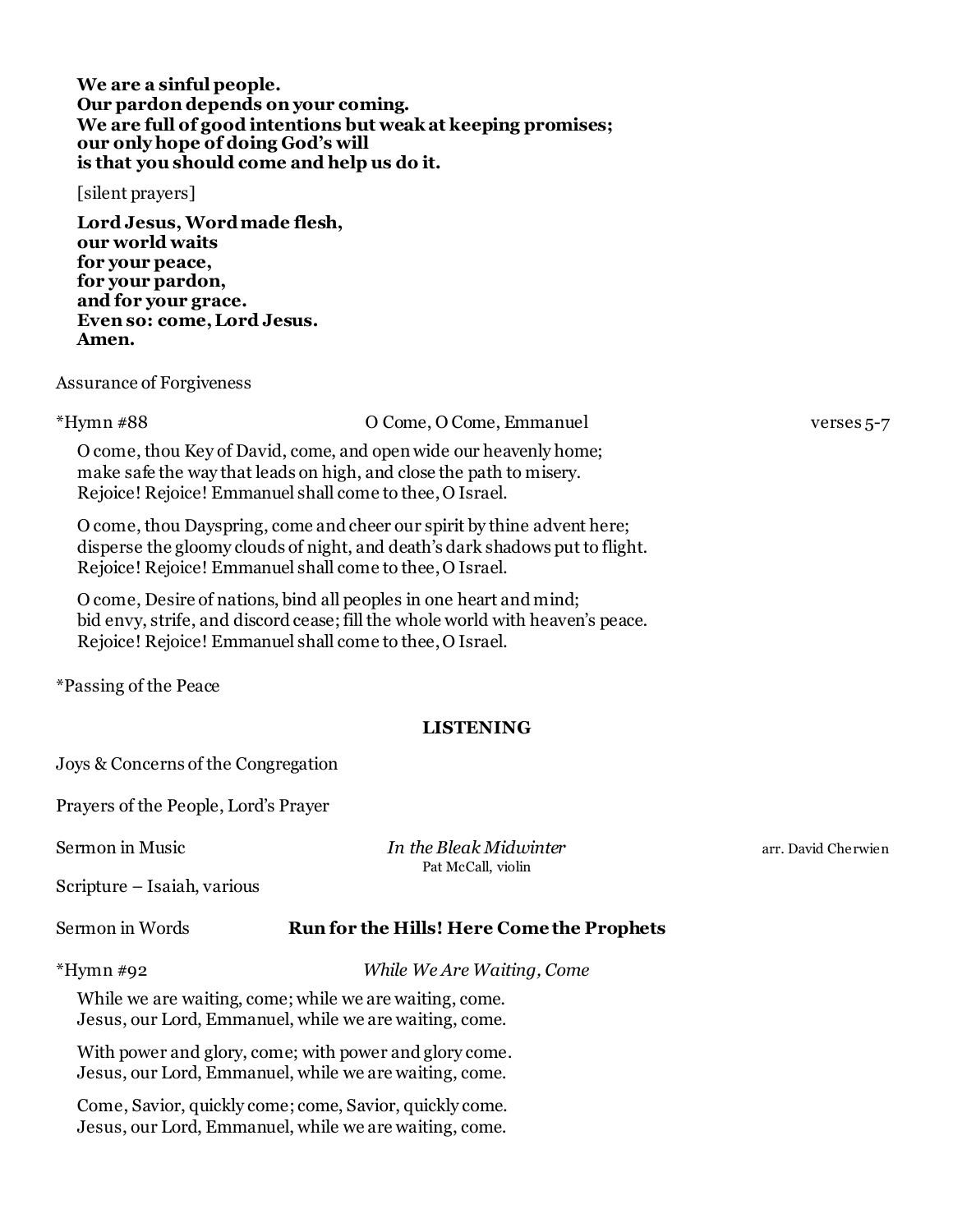**We are a sinful people.**
**Our pardon depends on your coming.**
**We are full of good intentions but weak at keeping promises;**
**our only hope of doing God's will**
**is that you should come and help us do it.**

[silent prayers]

**Lord Jesus, Word made flesh,**
**our world waits**
**for your peace,**
**for your pardon,**
**and for your grace.**
**Even so: come, Lord Jesus.**
**Amen.**

Assurance of Forgiveness

*Hymn #88 — O Come, O Come, Emmanuel — verses 5-7

O come, thou Key of David, come, and open wide our heavenly home;
make safe the way that leads on high, and close the path to misery.
Rejoice! Rejoice! Emmanuel shall come to thee, O Israel.

O come, thou Dayspring, come and cheer our spirit by thine advent here;
disperse the gloomy clouds of night, and death's dark shadows put to flight.
Rejoice! Rejoice! Emmanuel shall come to thee, O Israel.

O come, Desire of nations, bind all peoples in one heart and mind;
bid envy, strife, and discord cease; fill the whole world with heaven's peace.
Rejoice! Rejoice! Emmanuel shall come to thee, O Israel.

*Passing of the Peace

## LISTENING

Joys & Concerns of the Congregation

Prayers of the People, Lord's Prayer

Sermon in Music — *In the Bleak Midwinter* — arr. David Cherwien
Pat McCall, violin

Scripture – Isaiah, various

Sermon in Words — **Run for the Hills! Here Come the Prophets**

*Hymn #92 — *While We Are Waiting, Come*

While we are waiting, come; while we are waiting, come.
Jesus, our Lord, Emmanuel, while we are waiting, come.

With power and glory, come; with power and glory come.
Jesus, our Lord, Emmanuel, while we are waiting, come.

Come, Savior, quickly come; come, Savior, quickly come.
Jesus, our Lord, Emmanuel, while we are waiting, come.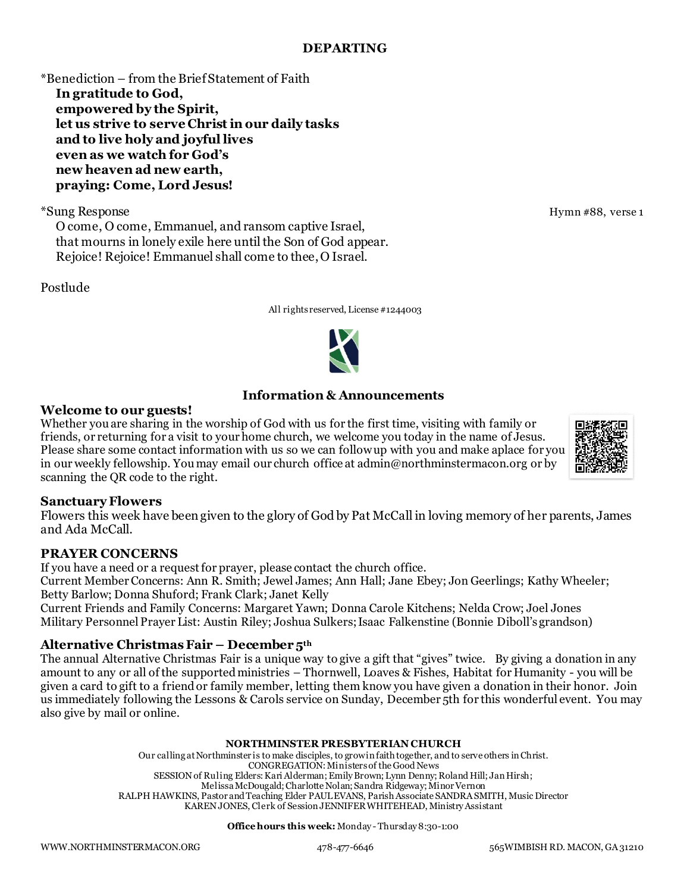## DEPARTING

*Benediction – from the Brief Statement of Faith

**In gratitude to God,**
**empowered by the Spirit,**
**let us strive to serve Christ in our daily tasks**
**and to live holy and joyful lives**
**even as we watch for God's**
**new heaven ad new earth,**
**praying: Come, Lord Jesus!**

*Sung Response — Hymn #88, verse 1

O come, O come, Emmanuel, and ransom captive Israel,
that mourns in lonely exile here until the Son of God appear.
Rejoice! Rejoice! Emmanuel shall come to thee, O Israel.

Postlude

All rights reserved, License #1244003

## Information & Announcements

### Welcome to our guests!

Whether you are sharing in the worship of God with us for the first time, visiting with family or friends, or returning for a visit to your home church, we welcome you today in the name of Jesus. Please share some contact information with us so we can follow up with you and make aplace for you in our weekly fellowship. You may email our church office at admin@northminstermacon.org or by scanning the QR code to the right.

### Sanctuary Flowers

Flowers this week have been given to the glory of God by Pat McCall in loving memory of her parents, James and Ada McCall.

### PRAYER CONCERNS

If you have a need or a request for prayer, please contact the church office.
Current Member Concerns: Ann R. Smith; Jewel James; Ann Hall; Jane Ebey; Jon Geerlings; Kathy Wheeler; Betty Barlow; Donna Shuford; Frank Clark; Janet Kelly
Current Friends and Family Concerns: Margaret Yawn; Donna Carole Kitchens; Nelda Crow; Joel Jones
Military Personnel Prayer List: Austin Riley; Joshua Sulkers; Isaac Falkenstine (Bonnie Diboll's grandson)

### Alternative Christmas Fair – December 5th

The annual Alternative Christmas Fair is a unique way to give a gift that "gives" twice. By giving a donation in any amount to any or all of the supported ministries – Thornwell, Loaves & Fishes, Habitat for Humanity - you will be given a card to gift to a friend or family member, letting them know you have given a donation in their honor. Join us immediately following the Lessons & Carols service on Sunday, December 5th for this wonderful event. You may also give by mail or online.

**NORTHMINSTER PRESBYTERIAN CHURCH**
Our calling at Northminster is to make disciples, to grow in faith together, and to serve others in Christ.
CONGREGATION: Ministers of the Good News
SESSION of Ruling Elders: Kari Alderman; Emily Brown; Lynn Denny; Roland Hill; Jan Hirsh; Melissa McDougald; Charlotte Nolan; Sandra Ridgeway; Minor Vernon
RALPH HAWKINS, Pastor and Teaching Elder PAUL EVANS, Parish Associate SANDRA SMITH, Music Director
KAREN JONES, Clerk of Session JENNIFER WHITEHEAD, Ministry Assistant

**Office hours this week:** Monday - Thursday 8:30-1:00

WWW.NORTHMINSTERMACON.ORG 478-477-6646 565 WIMBISH RD. MACON, GA 31210